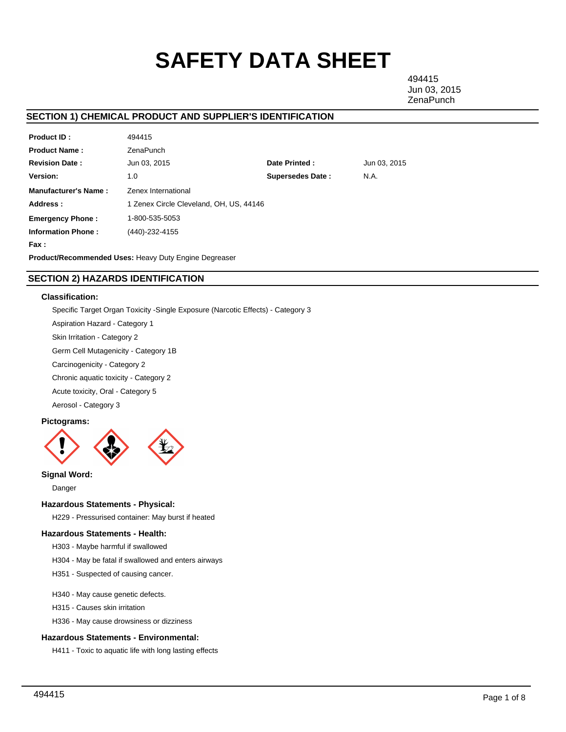# SAFETY DATA SHEET

494415
Jun 03, 2015
ZenaPunch

## SECTION 1) CHEMICAL PRODUCT AND SUPPLIER'S IDENTIFICATION

| | | | |
|---|---|---|---|
| **Product ID :** | 494415 | | |
| **Product Name :** | ZenaPunch | | |
| **Revision Date :** | Jun 03, 2015 | **Date Printed :** | Jun 03, 2015 |
| **Version:** | 1.0 | **Supersedes Date :** | N.A. |
| **Manufacturer's Name :** | Zenex International | | |
| **Address :** | 1 Zenex Circle Cleveland, OH, US, 44146 | | |
| **Emergency Phone :** | 1-800-535-5053 | | |
| **Information Phone :** | (440)-232-4155 | | |
| **Fax :** | | | |

**Product/Recommended Uses:** Heavy Duty Engine Degreaser

## SECTION 2) HAZARDS IDENTIFICATION

### Classification:

Specific Target Organ Toxicity -Single Exposure (Narcotic Effects) - Category 3

Aspiration Hazard - Category 1

Skin Irritation - Category 2

Germ Cell Mutagenicity - Category 1B

Carcinogenicity - Category 2

Chronic aquatic toxicity - Category 2

Acute toxicity, Oral - Category 5

Aerosol - Category 3

### Pictograms:

### Signal Word:

Danger

### Hazardous Statements - Physical:

H229 - Pressurised container: May burst if heated

### Hazardous Statements - Health:

H303 - Maybe harmful if swallowed

H304 - May be fatal if swallowed and enters airways

H351 - Suspected of causing cancer.

H340 - May cause genetic defects.

H315 - Causes skin irritation

H336 - May cause drowsiness or dizziness

### Hazardous Statements - Environmental:

H411 - Toxic to aquatic life with long lasting effects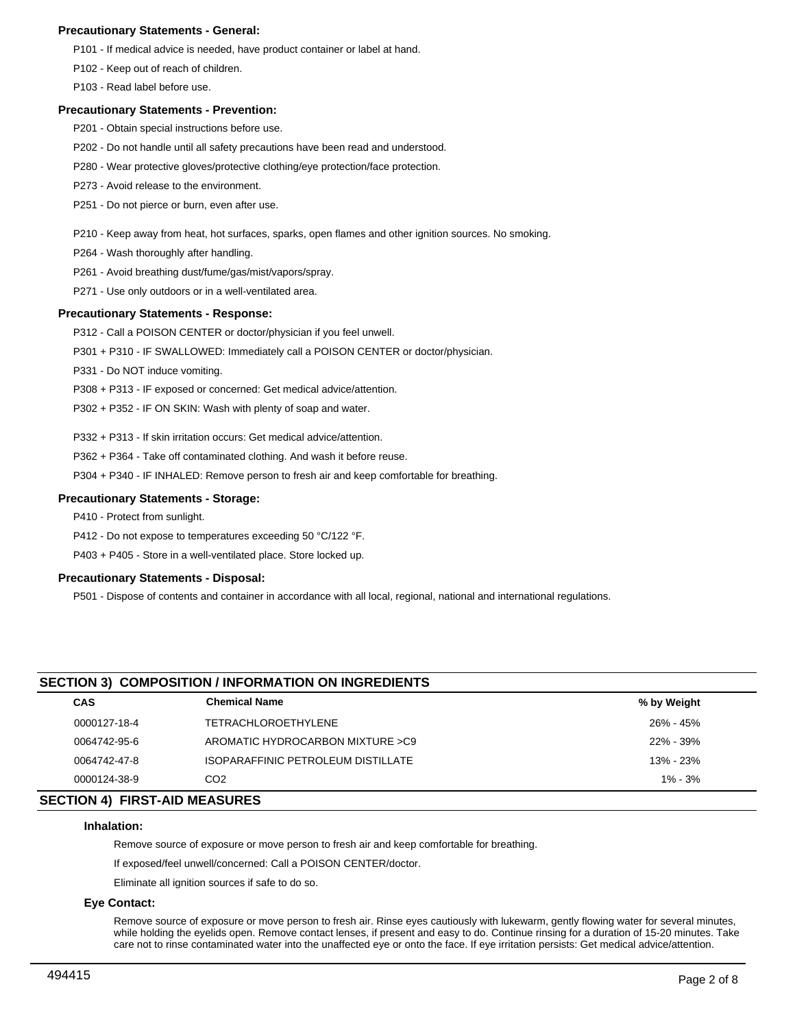### Precautionary Statements - General:

P101 - If medical advice is needed, have product container or label at hand.

P102 - Keep out of reach of children.

P103 - Read label before use.

### Precautionary Statements - Prevention:

P201 - Obtain special instructions before use.

P202 - Do not handle until all safety precautions have been read and understood.

P280 - Wear protective gloves/protective clothing/eye protection/face protection.

P273 - Avoid release to the environment.

P251 - Do not pierce or burn, even after use.

P210 - Keep away from heat, hot surfaces, sparks, open flames and other ignition sources. No smoking.

P264 - Wash thoroughly after handling.

P261 - Avoid breathing dust/fume/gas/mist/vapors/spray.

P271 - Use only outdoors or in a well-ventilated area.

### Precautionary Statements - Response:

P312 - Call a POISON CENTER or doctor/physician if you feel unwell.

P301 + P310 - IF SWALLOWED: Immediately call a POISON CENTER or doctor/physician.

P331 - Do NOT induce vomiting.

P308 + P313 - IF exposed or concerned: Get medical advice/attention.

P302 + P352 - IF ON SKIN: Wash with plenty of soap and water.

P332 + P313 - If skin irritation occurs: Get medical advice/attention.

P362 + P364 - Take off contaminated clothing. And wash it before reuse.

P304 + P340 - IF INHALED: Remove person to fresh air and keep comfortable for breathing.

### Precautionary Statements - Storage:

P410 - Protect from sunlight.

P412 - Do not expose to temperatures exceeding 50 °C/122 °F.

P403 + P405 - Store in a well-ventilated place. Store locked up.

### Precautionary Statements - Disposal:

P501 - Dispose of contents and container in accordance with all local, regional, national and international regulations.

## SECTION 3) COMPOSITION / INFORMATION ON INGREDIENTS

| CAS | Chemical Name | % by Weight |
|---|---|---|
| 0000127-18-4 | TETRACHLOROETHYLENE | 26% - 45% |
| 0064742-95-6 | AROMATIC HYDROCARBON MIXTURE >C9 | 22% - 39% |
| 0064742-47-8 | ISOPARAFFINIC PETROLEUM DISTILLATE | 13% - 23% |
| 0000124-38-9 | $CO_2$ | 1% - 3% |

## SECTION 4) FIRST-AID MEASURES

### Inhalation:

Remove source of exposure or move person to fresh air and keep comfortable for breathing.

If exposed/feel unwell/concerned: Call a POISON CENTER/doctor.

Eliminate all ignition sources if safe to do so.

### Eye Contact:

Remove source of exposure or move person to fresh air. Rinse eyes cautiously with lukewarm, gently flowing water for several minutes, while holding the eyelids open. Remove contact lenses, if present and easy to do. Continue rinsing for a duration of 15-20 minutes. Take care not to rinse contaminated water into the unaffected eye or onto the face. If eye irritation persists: Get medical advice/attention.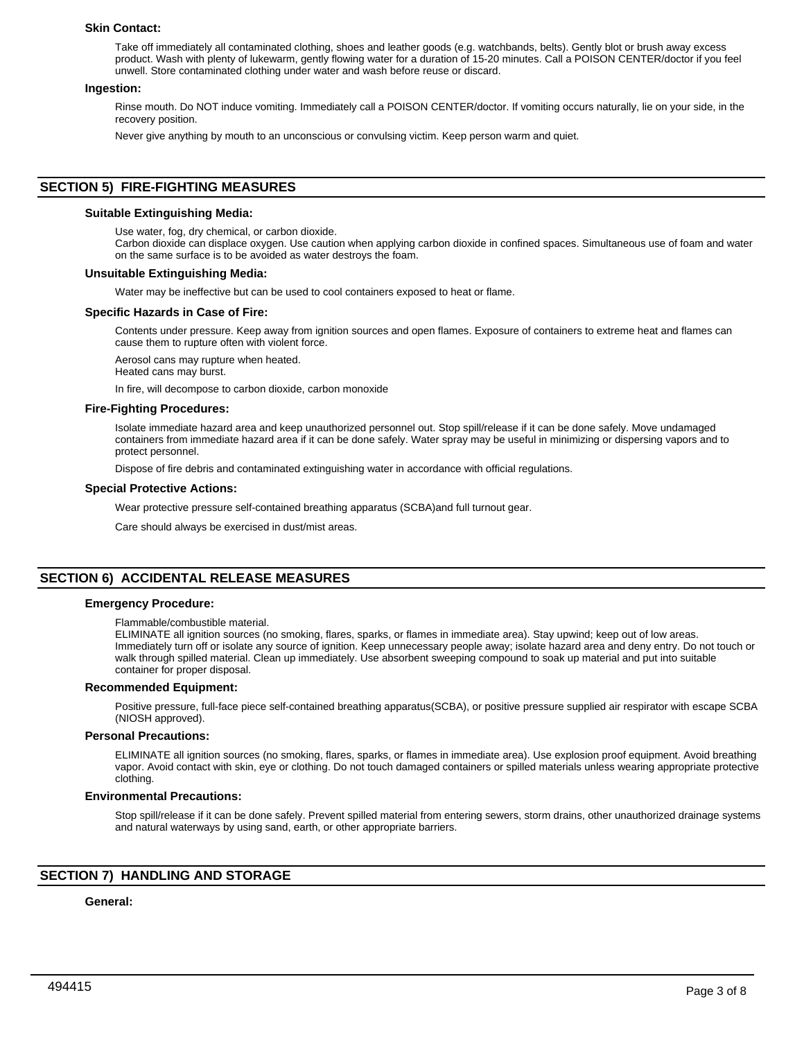### Skin Contact:

Take off immediately all contaminated clothing, shoes and leather goods (e.g. watchbands, belts). Gently blot or brush away excess product. Wash with plenty of lukewarm, gently flowing water for a duration of 15-20 minutes. Call a POISON CENTER/doctor if you feel unwell. Store contaminated clothing under water and wash before reuse or discard.

### Ingestion:

Rinse mouth. Do NOT induce vomiting. Immediately call a POISON CENTER/doctor. If vomiting occurs naturally, lie on your side, in the recovery position.

Never give anything by mouth to an unconscious or convulsing victim. Keep person warm and quiet.

## SECTION 5) FIRE-FIGHTING MEASURES

### Suitable Extinguishing Media:

Use water, fog, dry chemical, or carbon dioxide.
Carbon dioxide can displace oxygen. Use caution when applying carbon dioxide in confined spaces. Simultaneous use of foam and water on the same surface is to be avoided as water destroys the foam.

### Unsuitable Extinguishing Media:

Water may be ineffective but can be used to cool containers exposed to heat or flame.

### Specific Hazards in Case of Fire:

Contents under pressure. Keep away from ignition sources and open flames. Exposure of containers to extreme heat and flames can cause them to rupture often with violent force.

Aerosol cans may rupture when heated.
Heated cans may burst.

In fire, will decompose to carbon dioxide, carbon monoxide

### Fire-Fighting Procedures:

Isolate immediate hazard area and keep unauthorized personnel out. Stop spill/release if it can be done safely. Move undamaged containers from immediate hazard area if it can be done safely. Water spray may be useful in minimizing or dispersing vapors and to protect personnel.

Dispose of fire debris and contaminated extinguishing water in accordance with official regulations.

### Special Protective Actions:

Wear protective pressure self-contained breathing apparatus (SCBA)and full turnout gear.

Care should always be exercised in dust/mist areas.

## SECTION 6) ACCIDENTAL RELEASE MEASURES

### Emergency Procedure:

Flammable/combustible material.
ELIMINATE all ignition sources (no smoking, flares, sparks, or flames in immediate area). Stay upwind; keep out of low areas. Immediately turn off or isolate any source of ignition. Keep unnecessary people away; isolate hazard area and deny entry. Do not touch or walk through spilled material. Clean up immediately. Use absorbent sweeping compound to soak up material and put into suitable container for proper disposal.

### Recommended Equipment:

Positive pressure, full-face piece self-contained breathing apparatus(SCBA), or positive pressure supplied air respirator with escape SCBA (NIOSH approved).

### Personal Precautions:

ELIMINATE all ignition sources (no smoking, flares, sparks, or flames in immediate area). Use explosion proof equipment. Avoid breathing vapor. Avoid contact with skin, eye or clothing. Do not touch damaged containers or spilled materials unless wearing appropriate protective clothing.

### Environmental Precautions:

Stop spill/release if it can be done safely. Prevent spilled material from entering sewers, storm drains, other unauthorized drainage systems and natural waterways by using sand, earth, or other appropriate barriers.

## SECTION 7) HANDLING AND STORAGE

### General: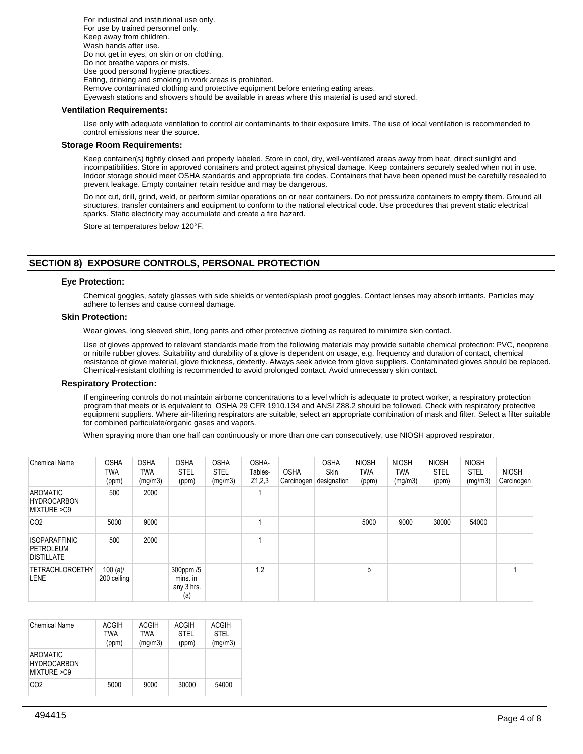For industrial and institutional use only.
For use by trained personnel only.
Keep away from children.
Wash hands after use.
Do not get in eyes, on skin or on clothing.
Do not breathe vapors or mists.
Use good personal hygiene practices.
Eating, drinking and smoking in work areas is prohibited.
Remove contaminated clothing and protective equipment before entering eating areas.
Eyewash stations and showers should be available in areas where this material is used and stored.

### Ventilation Requirements:

Use only with adequate ventilation to control air contaminants to their exposure limits. The use of local ventilation is recommended to control emissions near the source.

### Storage Room Requirements:

Keep container(s) tightly closed and properly labeled. Store in cool, dry, well-ventilated areas away from heat, direct sunlight and incompatibilities. Store in approved containers and protect against physical damage. Keep containers securely sealed when not in use. Indoor storage should meet OSHA standards and appropriate fire codes. Containers that have been opened must be carefully resealed to prevent leakage. Empty container retain residue and may be dangerous.

Do not cut, drill, grind, weld, or perform similar operations on or near containers. Do not pressurize containers to empty them. Ground all structures, transfer containers and equipment to conform to the national electrical code. Use procedures that prevent static electrical sparks. Static electricity may accumulate and create a fire hazard.

Store at temperatures below 120°F.

## SECTION 8) EXPOSURE CONTROLS, PERSONAL PROTECTION

### Eye Protection:

Chemical goggles, safety glasses with side shields or vented/splash proof goggles. Contact lenses may absorb irritants. Particles may adhere to lenses and cause corneal damage.

### Skin Protection:

Wear gloves, long sleeved shirt, long pants and other protective clothing as required to minimize skin contact.

Use of gloves approved to relevant standards made from the following materials may provide suitable chemical protection: PVC, neoprene or nitrile rubber gloves. Suitability and durability of a glove is dependent on usage, e.g. frequency and duration of contact, chemical resistance of glove material, glove thickness, dexterity. Always seek advice from glove suppliers. Contaminated gloves should be replaced. Chemical-resistant clothing is recommended to avoid prolonged contact. Avoid unnecessary skin contact.

### Respiratory Protection:

If engineering controls do not maintain airborne concentrations to a level which is adequate to protect worker, a respiratory protection program that meets or is equivalent to OSHA 29 CFR 1910.134 and ANSI Z88.2 should be followed. Check with respiratory protective equipment suppliers. Where air-filtering respirators are suitable, select an appropriate combination of mask and filter. Select a filter suitable for combined particulate/organic gases and vapors.

When spraying more than one half can continuously or more than one can consecutively, use NIOSH approved respirator.

| Chemical Name | OSHA TWA (ppm) | OSHA TWA (mg/m3) | OSHA STEL (ppm) | OSHA STEL (mg/m3) | OSHA- Tables- Z1,2,3 | OSHA Carcinogen | OSHA Skin designation | NIOSH TWA (ppm) | NIOSH TWA (mg/m3) | NIOSH STEL (ppm) | NIOSH STEL (mg/m3) | NIOSH Carcinogen |
|---|---|---|---|---|---|---|---|---|---|---|---|---|
| AROMATIC HYDROCARBON MIXTURE >C9 | 500 | 2000 | | | 1 | | | | | | | |
| CO2 | 5000 | 9000 | | | 1 | | | 5000 | 9000 | 30000 | 54000 | |
| ISOPARAFFINIC PETROLEUM DISTILLATE | 500 | 2000 | | | 1 | | | | | | | |
| TETRACHLOROETHYLENE | 100 (a)/ 200 ceiling | | 300ppm /5 mins. in any 3 hrs. (a) | | 1,2 | | | b | | | | 1 |

| Chemical Name | ACGIH TWA (ppm) | ACGIH TWA (mg/m3) | ACGIH STEL (ppm) | ACGIH STEL (mg/m3) |
|---|---|---|---|---|
| AROMATIC HYDROCARBON MIXTURE >C9 | | | | |
| CO2 | 5000 | 9000 | 30000 | 54000 |

494415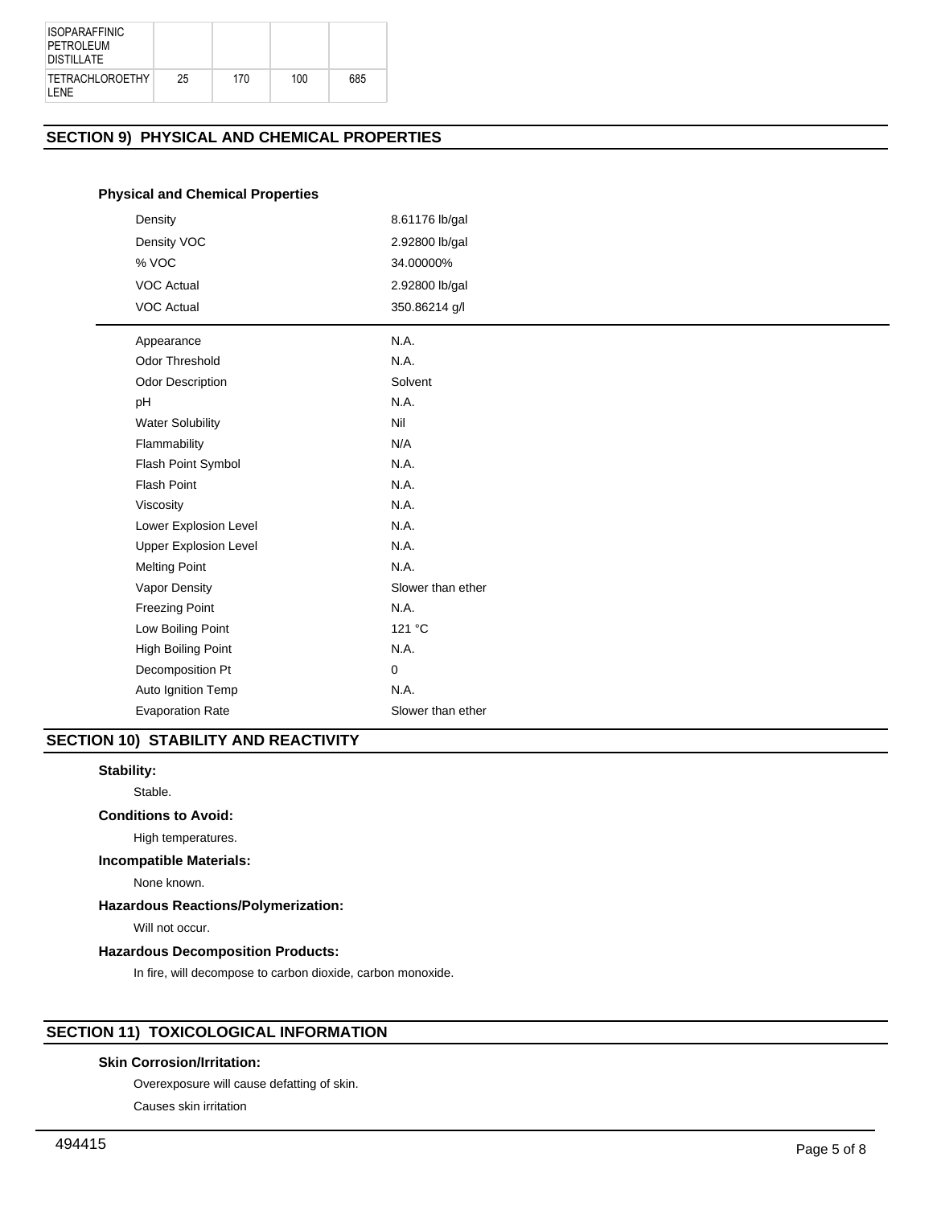| ISOPARAFFINIC PETROLEUM DISTILLATE | | | | |
|---|---|---|---|---|
| TETRACHLOROETHYLENE | 25 | 170 | 100 | 685 |

## SECTION 9) PHYSICAL AND CHEMICAL PROPERTIES

### Physical and Chemical Properties

| | |
|---|---|
| Density | 8.61176 lb/gal |
| Density VOC | 2.92800 lb/gal |
| % VOC | 34.00000% |
| VOC Actual | 2.92800 lb/gal |
| VOC Actual | 350.86214 g/l |

| | |
|---|---|
| Appearance | N.A. |
| Odor Threshold | N.A. |
| Odor Description | Solvent |
| pH | N.A. |
| Water Solubility | Nil |
| Flammability | N/A |
| Flash Point Symbol | N.A. |
| Flash Point | N.A. |
| Viscosity | N.A. |
| Lower Explosion Level | N.A. |
| Upper Explosion Level | N.A. |
| Melting Point | N.A. |
| Vapor Density | Slower than ether |
| Freezing Point | N.A. |
| Low Boiling Point | 121 °C |
| High Boiling Point | N.A. |
| Decomposition Pt | 0 |
| Auto Ignition Temp | N.A. |
| Evaporation Rate | Slower than ether |

## SECTION 10) STABILITY AND REACTIVITY

**Stability:**

Stable.

**Conditions to Avoid:**

High temperatures.

**Incompatible Materials:**

None known.

**Hazardous Reactions/Polymerization:**

Will not occur.

**Hazardous Decomposition Products:**

In fire, will decompose to carbon dioxide, carbon monoxide.

## SECTION 11) TOXICOLOGICAL INFORMATION

**Skin Corrosion/Irritation:**

Overexposure will cause defatting of skin.

Causes skin irritation

494415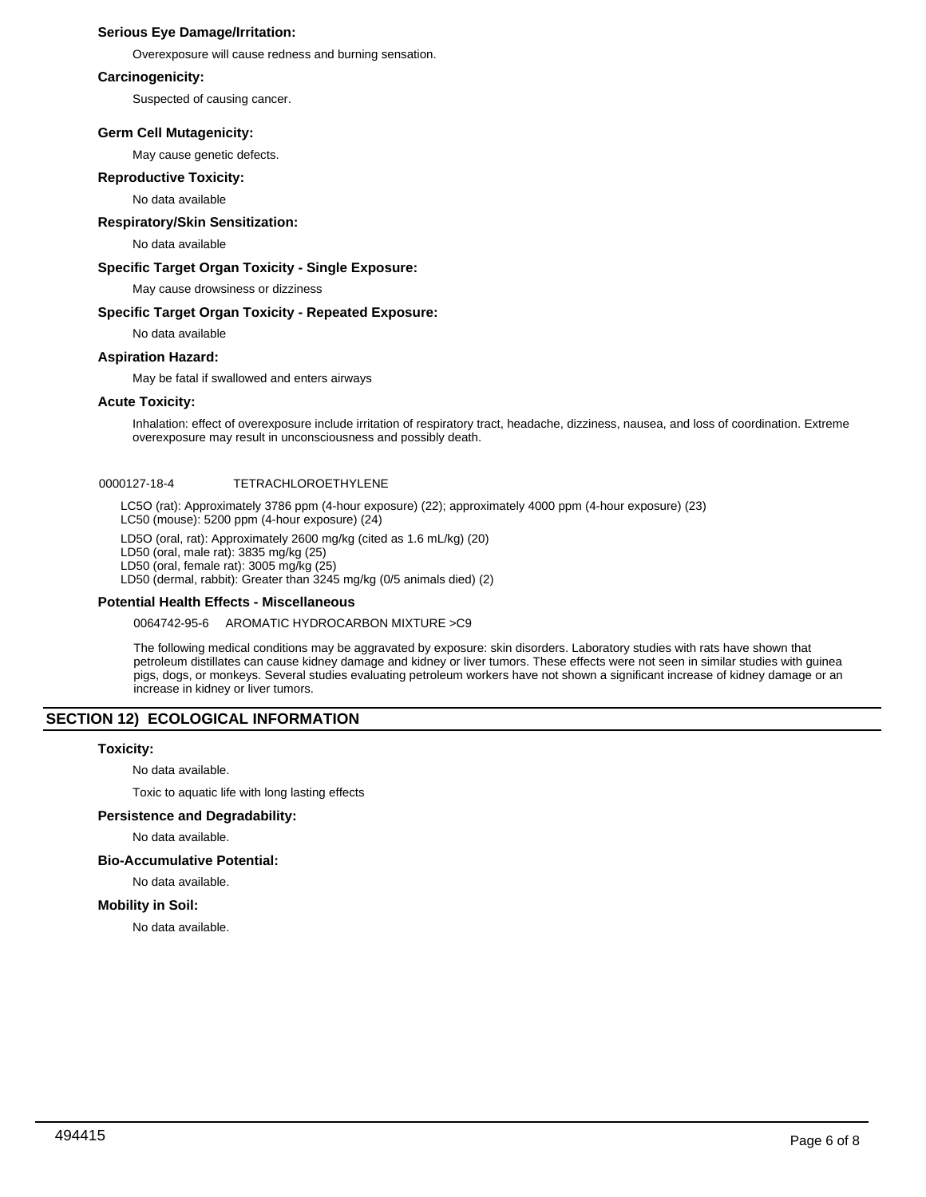### Serious Eye Damage/Irritation:

Overexposure will cause redness and burning sensation.

### Carcinogenicity:

Suspected of causing cancer.

### Germ Cell Mutagenicity:

May cause genetic defects.

### Reproductive Toxicity:

No data available

### Respiratory/Skin Sensitization:

No data available

### Specific Target Organ Toxicity - Single Exposure:

May cause drowsiness or dizziness

### Specific Target Organ Toxicity - Repeated Exposure:

No data available

### Aspiration Hazard:

May be fatal if swallowed and enters airways

### Acute Toxicity:

Inhalation: effect of overexposure include irritation of respiratory tract, headache, dizziness, nausea, and loss of coordination. Extreme overexposure may result in unconsciousness and possibly death.

0000127-18-4 TETRACHLOROETHYLENE

LC5O (rat): Approximately 3786 ppm (4-hour exposure) (22); approximately 4000 ppm (4-hour exposure) (23)
LC50 (mouse): 5200 ppm (4-hour exposure) (24)

LD5O (oral, rat): Approximately 2600 mg/kg (cited as 1.6 mL/kg) (20)
LD50 (oral, male rat): 3835 mg/kg (25)
LD50 (oral, female rat): 3005 mg/kg (25)
LD50 (dermal, rabbit): Greater than 3245 mg/kg (0/5 animals died) (2)

### Potential Health Effects - Miscellaneous

0064742-95-6 AROMATIC HYDROCARBON MIXTURE >C9

The following medical conditions may be aggravated by exposure: skin disorders. Laboratory studies with rats have shown that petroleum distillates can cause kidney damage and kidney or liver tumors. These effects were not seen in similar studies with guinea pigs, dogs, or monkeys. Several studies evaluating petroleum workers have not shown a significant increase of kidney damage or an increase in kidney or liver tumors.

## SECTION 12) ECOLOGICAL INFORMATION

### Toxicity:

No data available.

Toxic to aquatic life with long lasting effects

### Persistence and Degradability:

No data available.

### Bio-Accumulative Potential:

No data available.

### Mobility in Soil:

No data available.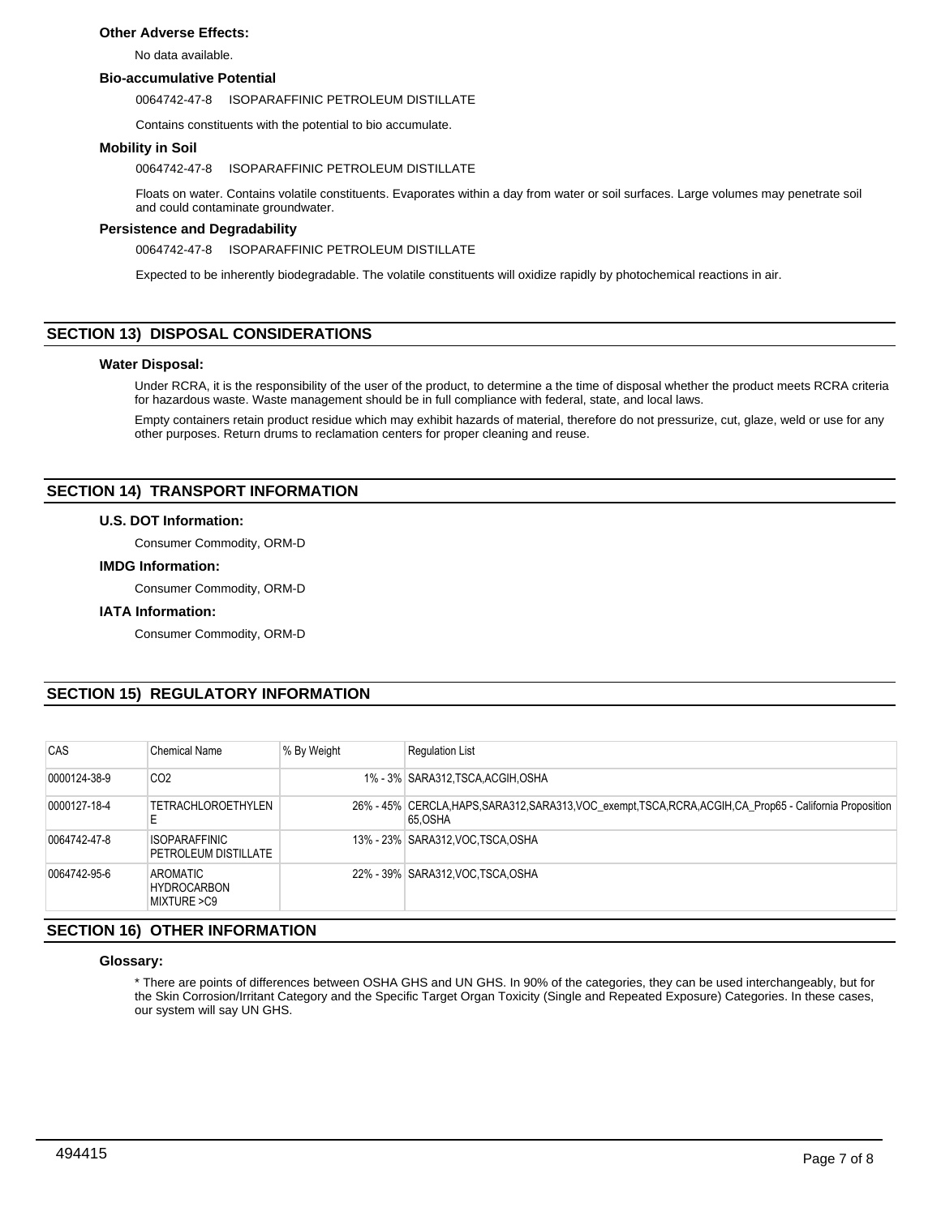### Other Adverse Effects:

No data available.

### Bio-accumulative Potential

0064742-47-8 ISOPARAFFINIC PETROLEUM DISTILLATE

Contains constituents with the potential to bio accumulate.

### Mobility in Soil

0064742-47-8 ISOPARAFFINIC PETROLEUM DISTILLATE

Floats on water. Contains volatile constituents. Evaporates within a day from water or soil surfaces. Large volumes may penetrate soil and could contaminate groundwater.

### Persistence and Degradability

0064742-47-8 ISOPARAFFINIC PETROLEUM DISTILLATE

Expected to be inherently biodegradable. The volatile constituents will oxidize rapidly by photochemical reactions in air.

## SECTION 13) DISPOSAL CONSIDERATIONS

### Water Disposal:

Under RCRA, it is the responsibility of the user of the product, to determine a the time of disposal whether the product meets RCRA criteria for hazardous waste. Waste management should be in full compliance with federal, state, and local laws.

Empty containers retain product residue which may exhibit hazards of material, therefore do not pressurize, cut, glaze, weld or use for any other purposes. Return drums to reclamation centers for proper cleaning and reuse.

## SECTION 14) TRANSPORT INFORMATION

### U.S. DOT Information:

Consumer Commodity, ORM-D

### IMDG Information:

Consumer Commodity, ORM-D

### IATA Information:

Consumer Commodity, ORM-D

## SECTION 15) REGULATORY INFORMATION

| CAS | Chemical Name | % By Weight | Regulation List |
|---|---|---|---|
| 0000124-38-9 | CO2 | 1% - 3% | SARA312,TSCA,ACGIH,OSHA |
| 0000127-18-4 | TETRACHLOROETHYLENE | 26% - 45% | CERCLA,HAPS,SARA312,SARA313,VOC_exempt,TSCA,RCRA,ACGIH,CA_Prop65 - California Proposition 65,OSHA |
| 0064742-47-8 | ISOPARAFFINIC PETROLEUM DISTILLATE | 13% - 23% | SARA312,VOC,TSCA,OSHA |
| 0064742-95-6 | AROMATIC HYDROCARBON MIXTURE >C9 | 22% - 39% | SARA312,VOC,TSCA,OSHA |

## SECTION 16) OTHER INFORMATION

### Glossary:

* There are points of differences between OSHA GHS and UN GHS. In 90% of the categories, they can be used interchangeably, but for the Skin Corrosion/Irritant Category and the Specific Target Organ Toxicity (Single and Repeated Exposure) Categories. In these cases, our system will say UN GHS.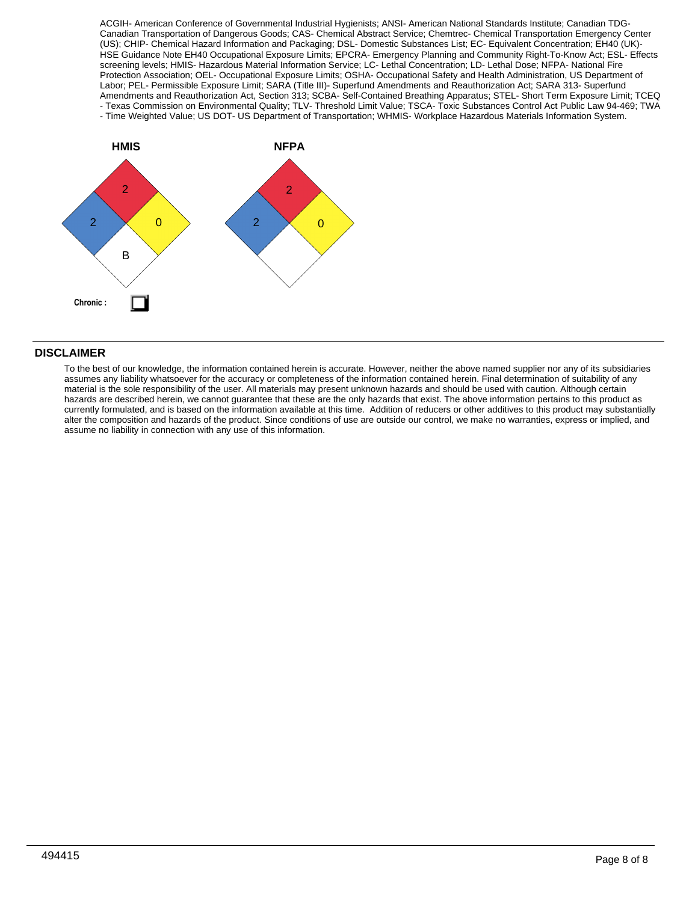ACGIH- American Conference of Governmental Industrial Hygienists; ANSI- American National Standards Institute; Canadian TDG- Canadian Transportation of Dangerous Goods; CAS- Chemical Abstract Service; Chemtrec- Chemical Transportation Emergency Center (US); CHIP- Chemical Hazard Information and Packaging; DSL- Domestic Substances List; EC- Equivalent Concentration; EH40 (UK)- HSE Guidance Note EH40 Occupational Exposure Limits; EPCRA- Emergency Planning and Community Right-To-Know Act; ESL- Effects screening levels; HMIS- Hazardous Material Information Service; LC- Lethal Concentration; LD- Lethal Dose; NFPA- National Fire Protection Association; OEL- Occupational Exposure Limits; OSHA- Occupational Safety and Health Administration, US Department of Labor; PEL- Permissible Exposure Limit; SARA (Title III)- Superfund Amendments and Reauthorization Act; SARA 313- Superfund Amendments and Reauthorization Act, Section 313; SCBA- Self-Contained Breathing Apparatus; STEL- Short Term Exposure Limit; TCEQ - Texas Commission on Environmental Quality; TLV- Threshold Limit Value; TSCA- Toxic Substances Control Act Public Law 94-469; TWA - Time Weighted Value; US DOT- US Department of Transportation; WHMIS- Workplace Hazardous Materials Information System.

**HMIS**

2

2

0

B

Chronic :

**NFPA**

2

2

0

## DISCLAIMER

To the best of our knowledge, the information contained herein is accurate. However, neither the above named supplier nor any of its subsidiaries assumes any liability whatsoever for the accuracy or completeness of the information contained herein. Final determination of suitability of any material is the sole responsibility of the user. All materials may present unknown hazards and should be used with caution. Although certain hazards are described herein, we cannot guarantee that these are the only hazards that exist. The above information pertains to this product as currently formulated, and is based on the information available at this time. Addition of reducers or other additives to this product may substantially alter the composition and hazards of the product. Since conditions of use are outside our control, we make no warranties, express or implied, and assume no liability in connection with any use of this information.

494415